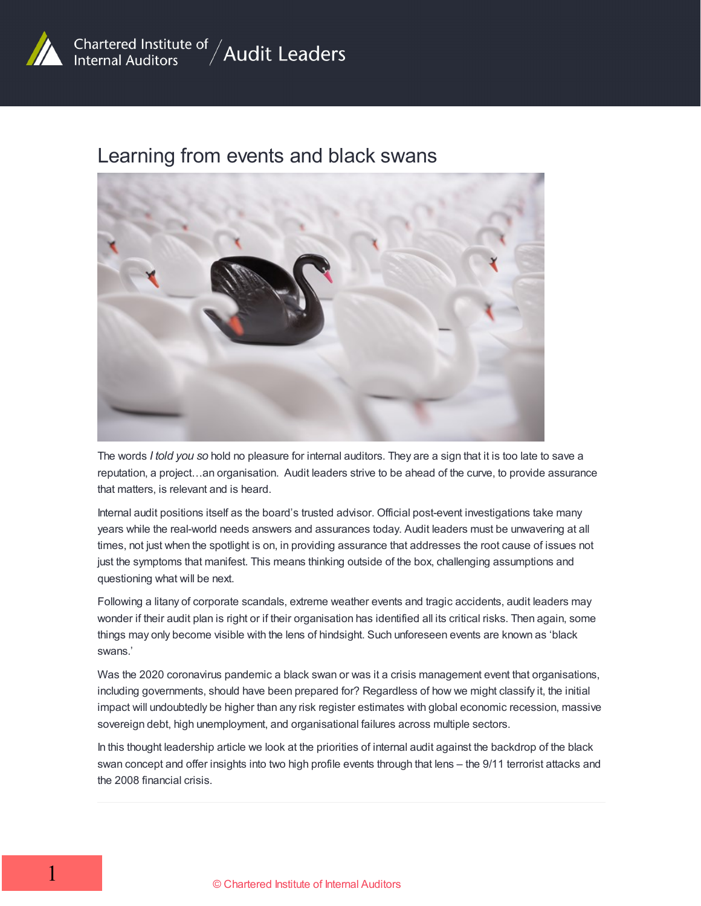# Learning from events and black swans

The words *I told you so* hold no pleasure for internal auditors. They are a sign that it is too late to save a reputation, a project…an organisation. Audit leaders strive to be ahead of the curve, to provide assurance that matters, is relevant and is heard.

Internal audit positions itself as the board's trusted advisor. Official post-event investigations take many years while the real-world needs answers and assurances today. Audit leaders must be unwavering at all times, not just when the spotlight is on, in providing assurance that addresses the root cause of issues not just the symptoms that manifest. This means thinking outside of the box, challenging assumptions and questioning what will be next.

Following a litany of corporate scandals, extreme weather events and tragic accidents, audit leaders may wonder if their audit plan is right or if their organisation has identified all its critical risks. Then again, some things may only become visible with the lens of hindsight. Such unforeseen events are known as 'black swans.'

Was the 2020 coronavirus pandemic a black swan or was it a crisis management event that organisations, including governments, should have been prepared for? Regardless of how we might classify it, the initial impact will undoubtedly be higher than any risk register estimates with global economic recession, massive sovereign debt, high unemployment, and organisational failures across multiple sectors.

In this thought leadership article we look at the priorities of internal audit against the backdrop of the black swan concept and offer insights into two high profile events through that lens – the 9/11 terrorist attacks and the 2008 financial crisis.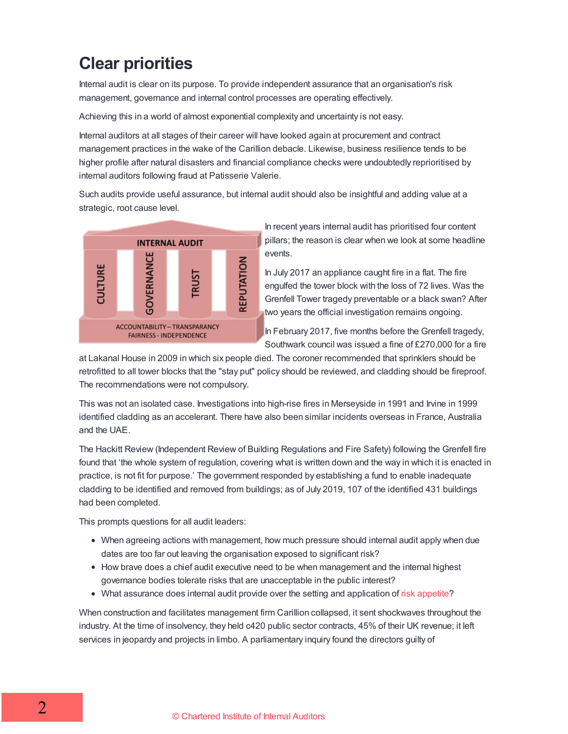# Clear priorities

Internal audit is clear on its purpose. To provide independent assurance that an organisation's risk management, governance and internal control processes are operating effectively.

Achieving this in a world of almost exponential complexity and uncertainty is not easy.

Internal auditors at all stages of their career will have looked again at procurement and contract management practices in the wake of the Carillion debacle. Likewise, business resilience tends to be higher profile after natural disasters and financial compliance checks were undoubtedly reprioritised by internal auditors following fraud at Patisserie Valerie.

Such audits provide useful assurance, but internal audit should also be insightful and adding value at a strategic, root cause level.

INTERNAL AUDIT

CULTURE | GOVERNANCE | TRUST | REPUTATION

ACCOUNTABILITY – TRANSPARANCY
FAIRNESS - INDEPENDENCE

In recent years internal audit has prioritised four content pillars; the reason is clear when we look at some headline events.

In July 2017 an appliance caught fire in a flat. The fire engulfed the tower block with the loss of 72 lives. Was the Grenfell Tower tragedy preventable or a black swan? After two years the official investigation remains ongoing.

In February 2017, five months before the Grenfell tragedy, Southwark council was issued a fine of £270,000 for a fire at Lakanal House in 2009 in which six people died. The coroner recommended that sprinklers should be retrofitted to all tower blocks that the "stay put" policy should be reviewed, and cladding should be fireproof. The recommendations were not compulsory.

This was not an isolated case. Investigations into high-rise fires in Merseyside in 1991 and Irvine in 1999 identified cladding as an accelerant. There have also been similar incidents overseas in France, Australia and the UAE.

The Hackitt Review (Independent Review of Building Regulations and Fire Safety) following the Grenfell fire found that 'the whole system of regulation, covering what is written down and the way in which it is enacted in practice, is not fit for purpose.' The government responded by establishing a fund to enable inadequate cladding to be identified and removed from buildings; as of July 2019, 107 of the identified 431 buildings had been completed.

This prompts questions for all audit leaders:

- When agreeing actions with management, how much pressure should internal audit apply when due dates are too far out leaving the organisation exposed to significant risk?
- How brave does a chief audit executive need to be when management and the internal highest governance bodies tolerate risks that are unacceptable in the public interest?
- What assurance does internal audit provide over the setting and application of risk appetite?

When construction and facilitates management firm Carillion collapsed, it sent shockwaves throughout the industry. At the time of insolvency, they held c420 public sector contracts, 45% of their UK revenue; it left services in jeopardy and projects in limbo. A parliamentary inquiry found the directors guilty of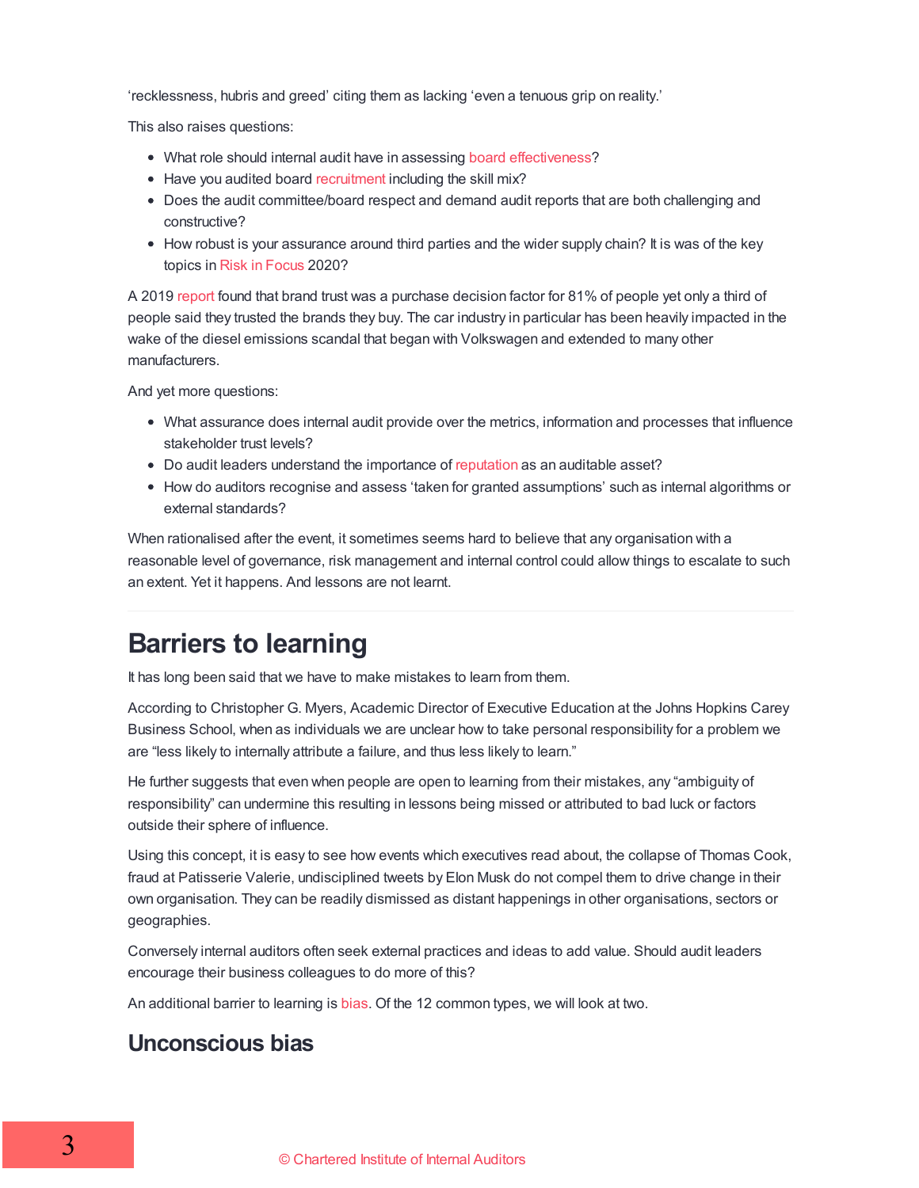'recklessness, hubris and greed' citing them as lacking 'even a tenuous grip on reality.'

This also raises questions:

- What role should internal audit have in assessing board effectiveness?
- Have you audited board recruitment including the skill mix?
- Does the audit committee/board respect and demand audit reports that are both challenging and constructive?
- How robust is your assurance around third parties and the wider supply chain? It is was of the key topics in Risk in Focus 2020?

A 2019 report found that brand trust was a purchase decision factor for 81% of people yet only a third of people said they trusted the brands they buy. The car industry in particular has been heavily impacted in the wake of the diesel emissions scandal that began with Volkswagen and extended to many other manufacturers.

And yet more questions:

- What assurance does internal audit provide over the metrics, information and processes that influence stakeholder trust levels?
- Do audit leaders understand the importance of reputation as an auditable asset?
- How do auditors recognise and assess 'taken for granted assumptions' such as internal algorithms or external standards?

When rationalised after the event, it sometimes seems hard to believe that any organisation with a reasonable level of governance, risk management and internal control could allow things to escalate to such an extent. Yet it happens. And lessons are not learnt.

## Barriers to learning

It has long been said that we have to make mistakes to learn from them.

According to Christopher G. Myers, Academic Director of Executive Education at the Johns Hopkins Carey Business School, when as individuals we are unclear how to take personal responsibility for a problem we are "less likely to internally attribute a failure, and thus less likely to learn."

He further suggests that even when people are open to learning from their mistakes, any "ambiguity of responsibility" can undermine this resulting in lessons being missed or attributed to bad luck or factors outside their sphere of influence.

Using this concept, it is easy to see how events which executives read about, the collapse of Thomas Cook, fraud at Patisserie Valerie, undisciplined tweets by Elon Musk do not compel them to drive change in their own organisation. They can be readily dismissed as distant happenings in other organisations, sectors or geographies.

Conversely internal auditors often seek external practices and ideas to add value. Should audit leaders encourage their business colleagues to do more of this?

An additional barrier to learning is bias. Of the 12 common types, we will look at two.

### Unconscious bias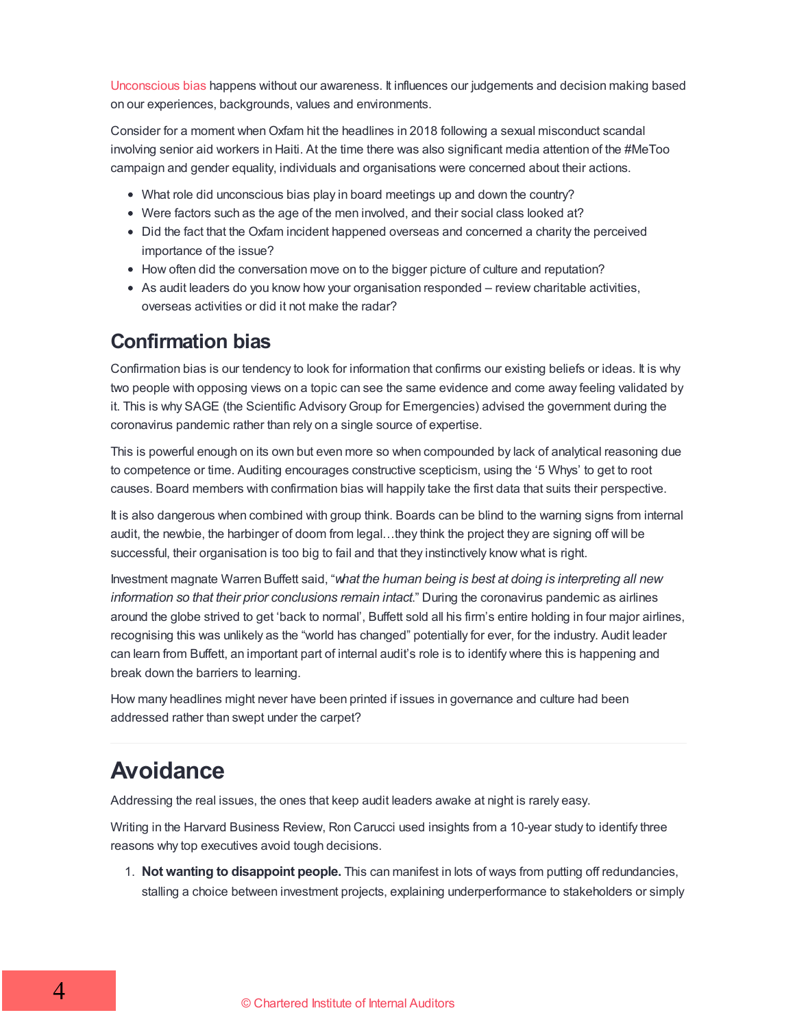Unconscious bias happens without our awareness. It influences our judgements and decision making based on our experiences, backgrounds, values and environments.

Consider for a moment when Oxfam hit the headlines in 2018 following a sexual misconduct scandal involving senior aid workers in Haiti. At the time there was also significant media attention of the #MeToo campaign and gender equality, individuals and organisations were concerned about their actions.

- What role did unconscious bias play in board meetings up and down the country?
- Were factors such as the age of the men involved, and their social class looked at?
- Did the fact that the Oxfam incident happened overseas and concerned a charity the perceived importance of the issue?
- How often did the conversation move on to the bigger picture of culture and reputation?
- As audit leaders do you know how your organisation responded – review charitable activities, overseas activities or did it not make the radar?

## Confirmation bias

Confirmation bias is our tendency to look for information that confirms our existing beliefs or ideas. It is why two people with opposing views on a topic can see the same evidence and come away feeling validated by it. This is why SAGE (the Scientific Advisory Group for Emergencies) advised the government during the coronavirus pandemic rather than rely on a single source of expertise.

This is powerful enough on its own but even more so when compounded by lack of analytical reasoning due to competence or time. Auditing encourages constructive scepticism, using the '5 Whys' to get to root causes. Board members with confirmation bias will happily take the first data that suits their perspective.

It is also dangerous when combined with group think. Boards can be blind to the warning signs from internal audit, the newbie, the harbinger of doom from legal…they think the project they are signing off will be successful, their organisation is too big to fail and that they instinctively know what is right.

Investment magnate Warren Buffett said, "*what the human being is best at doing is interpreting all new information so that their prior conclusions remain intact.*" During the coronavirus pandemic as airlines around the globe strived to get 'back to normal', Buffett sold all his firm's entire holding in four major airlines, recognising this was unlikely as the "world has changed" potentially for ever, for the industry. Audit leader can learn from Buffett, an important part of internal audit's role is to identify where this is happening and break down the barriers to learning.

How many headlines might never have been printed if issues in governance and culture had been addressed rather than swept under the carpet?

---

# Avoidance

Addressing the real issues, the ones that keep audit leaders awake at night is rarely easy.

Writing in the Harvard Business Review, Ron Carucci used insights from a 10-year study to identify three reasons why top executives avoid tough decisions.

1. **Not wanting to disappoint people.** This can manifest in lots of ways from putting off redundancies, stalling a choice between investment projects, explaining underperformance to stakeholders or simply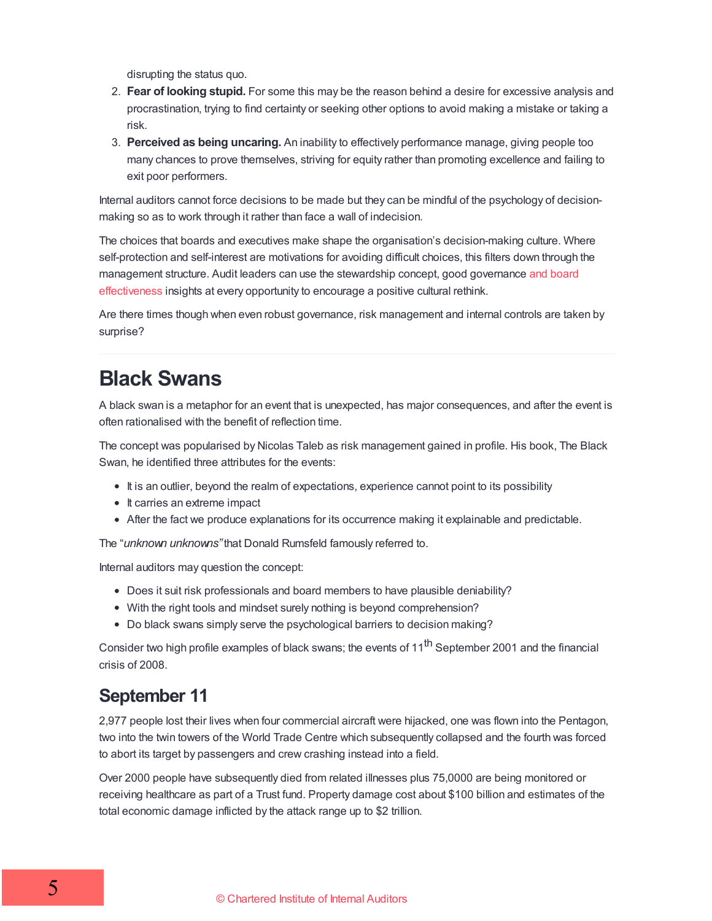disrupting the status quo.

2. **Fear of looking stupid.** For some this may be the reason behind a desire for excessive analysis and procrastination, trying to find certainty or seeking other options to avoid making a mistake or taking a risk.
3. **Perceived as being uncaring.** An inability to effectively performance manage, giving people too many chances to prove themselves, striving for equity rather than promoting excellence and failing to exit poor performers.

Internal auditors cannot force decisions to be made but they can be mindful of the psychology of decision-making so as to work through it rather than face a wall of indecision.

The choices that boards and executives make shape the organisation's decision-making culture. Where self-protection and self-interest are motivations for avoiding difficult choices, this filters down through the management structure. Audit leaders can use the stewardship concept, good governance and board effectiveness insights at every opportunity to encourage a positive cultural rethink.

Are there times though when even robust governance, risk management and internal controls are taken by surprise?

---

# Black Swans

A black swan is a metaphor for an event that is unexpected, has major consequences, and after the event is often rationalised with the benefit of reflection time.

The concept was popularised by Nicolas Taleb as risk management gained in profile. His book, The Black Swan, he identified three attributes for the events:

- It is an outlier, beyond the realm of expectations, experience cannot point to its possibility
- It carries an extreme impact
- After the fact we produce explanations for its occurrence making it explainable and predictable.

The "*unknown unknowns"* that Donald Rumsfeld famously referred to.

Internal auditors may question the concept:

- Does it suit risk professionals and board members to have plausible deniability?
- With the right tools and mindset surely nothing is beyond comprehension?
- Do black swans simply serve the psychological barriers to decision making?

Consider two high profile examples of black swans; the events of 11th September 2001 and the financial crisis of 2008.

## September 11

2,977 people lost their lives when four commercial aircraft were hijacked, one was flown into the Pentagon, two into the twin towers of the World Trade Centre which subsequently collapsed and the fourth was forced to abort its target by passengers and crew crashing instead into a field.

Over 2000 people have subsequently died from related illnesses plus 75,0000 are being monitored or receiving healthcare as part of a Trust fund. Property damage cost about $100 billion and estimates of the total economic damage inflicted by the attack range up to $2 trillion.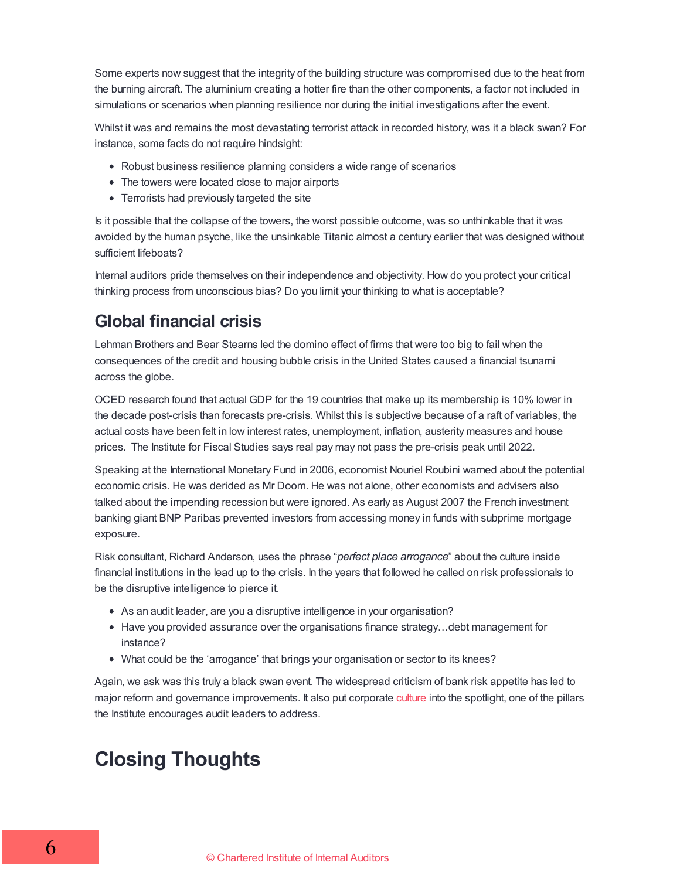Some experts now suggest that the integrity of the building structure was compromised due to the heat from the burning aircraft. The aluminium creating a hotter fire than the other components, a factor not included in simulations or scenarios when planning resilience nor during the initial investigations after the event.

Whilst it was and remains the most devastating terrorist attack in recorded history, was it a black swan? For instance, some facts do not require hindsight:

- Robust business resilience planning considers a wide range of scenarios
- The towers were located close to major airports
- Terrorists had previously targeted the site

Is it possible that the collapse of the towers, the worst possible outcome, was so unthinkable that it was avoided by the human psyche, like the unsinkable Titanic almost a century earlier that was designed without sufficient lifeboats?

Internal auditors pride themselves on their independence and objectivity. How do you protect your critical thinking process from unconscious bias? Do you limit your thinking to what is acceptable?

## Global financial crisis

Lehman Brothers and Bear Stearns led the domino effect of firms that were too big to fail when the consequences of the credit and housing bubble crisis in the United States caused a financial tsunami across the globe.

OCED research found that actual GDP for the 19 countries that make up its membership is 10% lower in the decade post-crisis than forecasts pre-crisis. Whilst this is subjective because of a raft of variables, the actual costs have been felt in low interest rates, unemployment, inflation, austerity measures and house prices. The Institute for Fiscal Studies says real pay may not pass the pre-crisis peak until 2022.

Speaking at the International Monetary Fund in 2006, economist Nouriel Roubini warned about the potential economic crisis. He was derided as Mr Doom. He was not alone, other economists and advisers also talked about the impending recession but were ignored. As early as August 2007 the French investment banking giant BNP Paribas prevented investors from accessing money in funds with subprime mortgage exposure.

Risk consultant, Richard Anderson, uses the phrase "*perfect place arrogance*" about the culture inside financial institutions in the lead up to the crisis. In the years that followed he called on risk professionals to be the disruptive intelligence to pierce it.

- As an audit leader, are you a disruptive intelligence in your organisation?
- Have you provided assurance over the organisations finance strategy…debt management for instance?
- What could be the 'arrogance' that brings your organisation or sector to its knees?

Again, we ask was this truly a black swan event. The widespread criticism of bank risk appetite has led to major reform and governance improvements. It also put corporate culture into the spotlight, one of the pillars the Institute encourages audit leaders to address.

# Closing Thoughts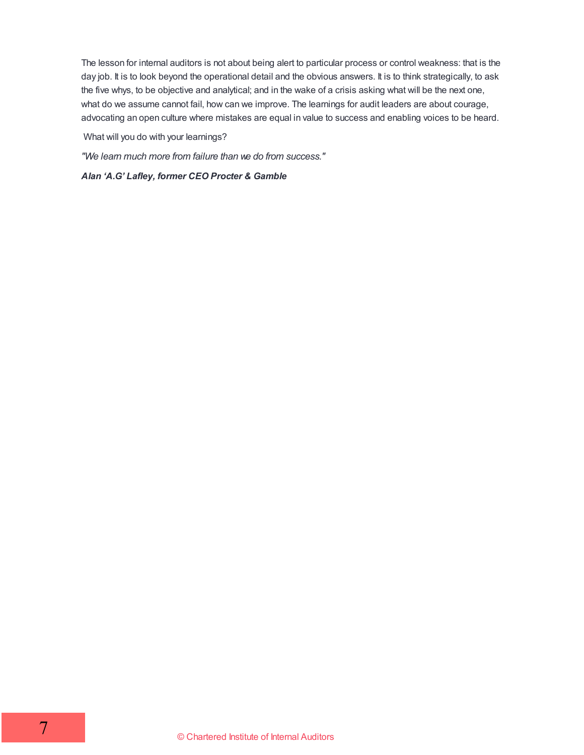The lesson for internal auditors is not about being alert to particular process or control weakness: that is the day job. It is to look beyond the operational detail and the obvious answers. It is to think strategically, to ask the five whys, to be objective and analytical; and in the wake of a crisis asking what will be the next one, what do we assume cannot fail, how can we improve. The learnings for audit leaders are about courage, advocating an open culture where mistakes are equal in value to success and enabling voices to be heard.

What will you do with your learnings?

*"We learn much more from failure than we do from success."*

***Alan 'A.G' Lafley, former CEO Procter & Gamble***